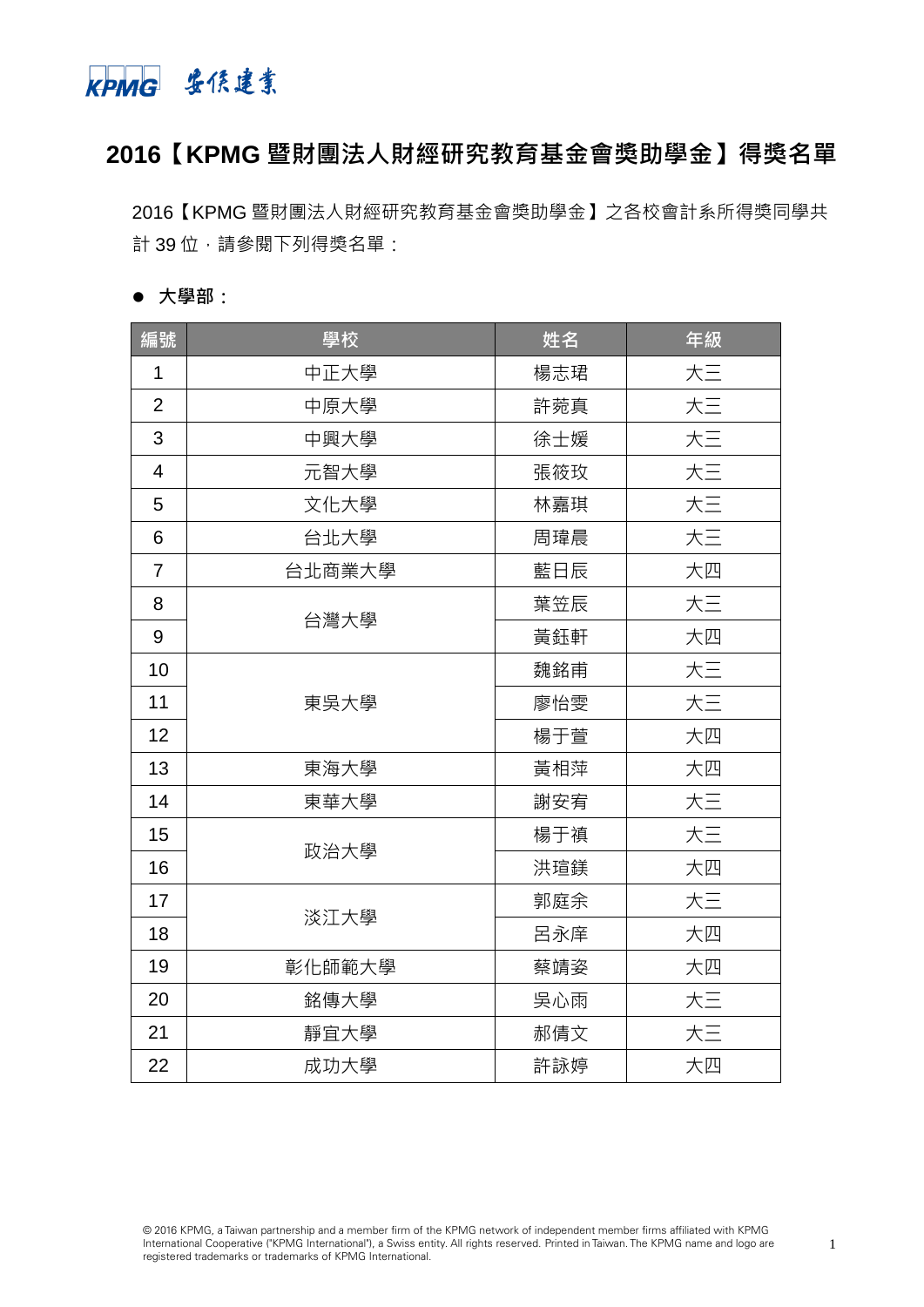# 2016【KPMG 暨財團法人財經研究教育基金會獎助學金】得獎名單

2016【KPMG 暨財團法人財經研究教育基金會獎助學金】之各校會計系所得獎同學共計 39 位，請參閱下列得獎名單：

- **大學部：**

| 編號 | 學校 | 姓名 | 年級 |
|---|---|---|---|
| 1 | 中正大學 | 楊志珺 | 大三 |
| 2 | 中原大學 | 許菀真 | 大三 |
| 3 | 中興大學 | 徐士媛 | 大三 |
| 4 | 元智大學 | 張筱玫 | 大三 |
| 5 | 文化大學 | 林嘉琪 | 大三 |
| 6 | 台北大學 | 周瑋晨 | 大三 |
| 7 | 台北商業大學 | 藍日辰 | 大四 |
| 8 | 台灣大學 | 葉笠辰 | 大三 |
| 9 | | 黃鈺軒 | 大四 |
| 10 | 東吳大學 | 魏銘甫 | 大三 |
| 11 | | 廖怡雯 | 大三 |
| 12 | | 楊于萱 | 大四 |
| 13 | 東海大學 | 黃相萍 | 大四 |
| 14 | 東華大學 | 謝安宥 | 大三 |
| 15 | 政治大學 | 楊于禎 | 大三 |
| 16 | | 洪瑄鎂 | 大四 |
| 17 | 淡江大學 | 郭庭余 | 大三 |
| 18 | | 呂永庠 | 大四 |
| 19 | 彰化師範大學 | 蔡靖姿 | 大四 |
| 20 | 銘傳大學 | 吳心雨 | 大三 |
| 21 | 靜宜大學 | 郝倩文 | 大三 |
| 22 | 成功大學 | 許詠婷 | 大四 |

© 2016 KPMG, a Taiwan partnership and a member firm of the KPMG network of independent member firms affiliated with KPMG International Cooperative ("KPMG International"), a Swiss entity. All rights reserved. Printed in Taiwan. The KPMG name and logo are registered trademarks or trademarks of KPMG International.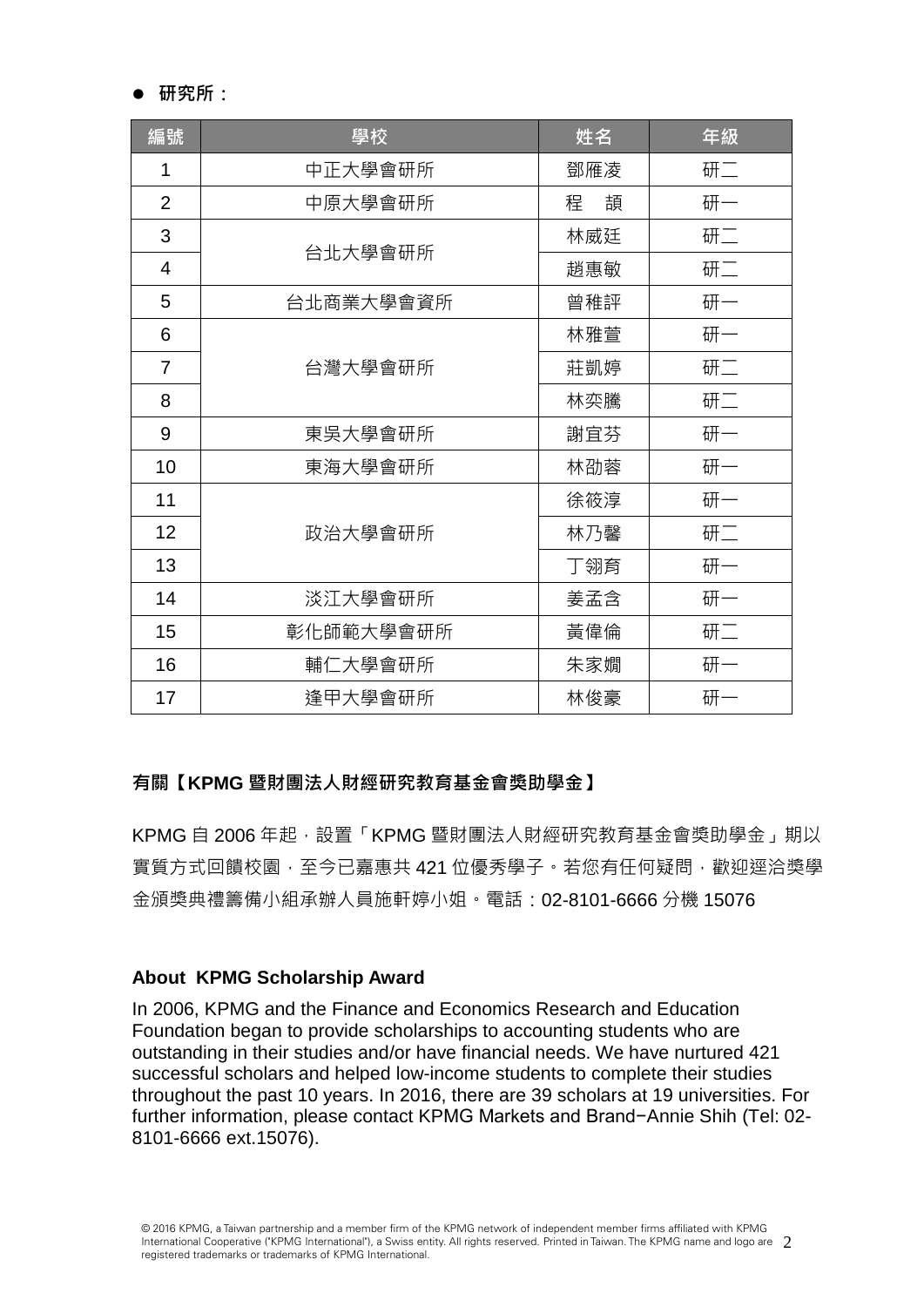- **研究所：**

| 編號 | 學校 | 姓名 | 年級 |
|---|---|---|---|
| 1 | 中正大學會研所 | 鄧雁凌 | 研二 |
| 2 | 中原大學會研所 | 程　頡 | 研一 |
| 3 | 台北大學會研所 | 林威廷 | 研二 |
| 4 | | 趙惠敏 | 研二 |
| 5 | 台北商業大學會資所 | 曾稚評 | 研一 |
| 6 | 台灣大學會研所 | 林雅萱 | 研一 |
| 7 | | 莊凱婷 | 研二 |
| 8 | | 林奕騰 | 研二 |
| 9 | 東吳大學會研所 | 謝宜芬 | 研一 |
| 10 | 東海大學會研所 | 林劭蓉 | 研一 |
| 11 | 政治大學會研所 | 徐筱淳 | 研一 |
| 12 | | 林乃馨 | 研二 |
| 13 | | 丁翎育 | 研一 |
| 14 | 淡江大學會研所 | 姜孟含 | 研一 |
| 15 | 彰化師範大學會研所 | 黃偉倫 | 研二 |
| 16 | 輔仁大學會研所 | 朱家嫺 | 研一 |
| 17 | 逢甲大學會研所 | 林俊豪 | 研一 |

**有關【KPMG 暨財團法人財經研究教育基金會獎助學金】**

KPMG 自 2006 年起，設置「KPMG 暨財團法人財經研究教育基金會獎助學金」期以實質方式回饋校園，至今已嘉惠共 421 位優秀學子。若您有任何疑問，歡迎逕洽獎學金頒獎典禮籌備小組承辦人員施軒婷小姐。電話：02-8101-6666 分機 15076

**About KPMG Scholarship Award**

In 2006, KPMG and the Finance and Economics Research and Education Foundation began to provide scholarships to accounting students who are outstanding in their studies and/or have financial needs. We have nurtured 421 successful scholars and helped low-income students to complete their studies throughout the past 10 years. In 2016, there are 39 scholars at 19 universities. For further information, please contact KPMG Markets and Brand−Annie Shih (Tel: 02-8101-6666 ext.15076).

© 2016 KPMG, a Taiwan partnership and a member firm of the KPMG network of independent member firms affiliated with KPMG International Cooperative ("KPMG International"), a Swiss entity. All rights reserved. Printed in Taiwan. The KPMG name and logo are registered trademarks or trademarks of KPMG International.